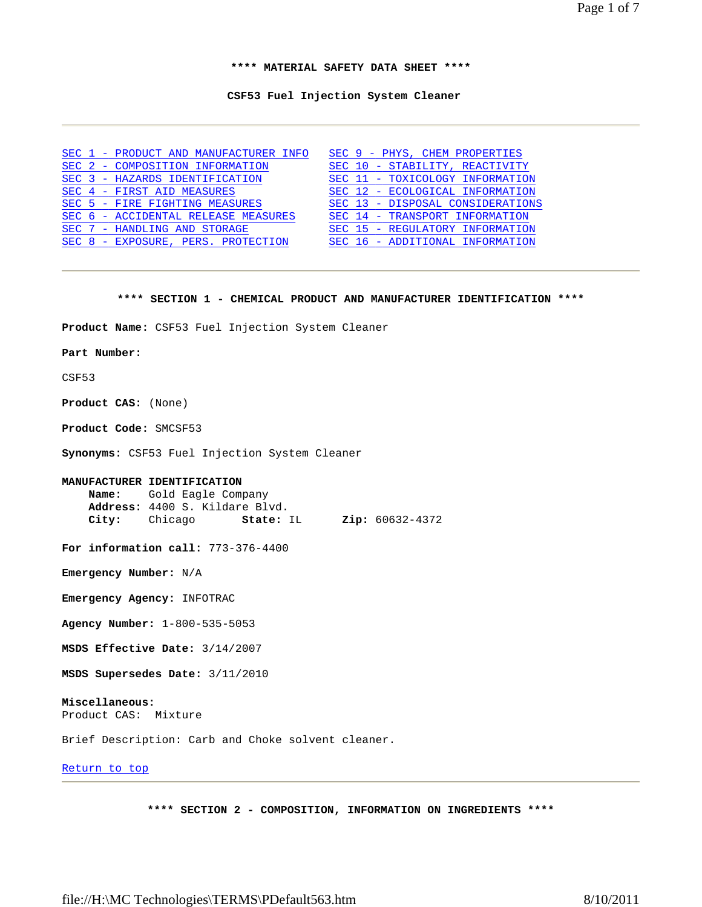**** MATERIAL SAFETY DATA SHEET ****

**CSF53 Fuel Injection System Cleaner**

---

| | |
|---|---|
| SEC 1 - PRODUCT AND MANUFACTURER INFO | SEC 9 - PHYS, CHEM PROPERTIES |
| SEC 2 - COMPOSITION INFORMATION | SEC 10 - STABILITY, REACTIVITY |
| SEC 3 - HAZARDS IDENTIFICATION | SEC 11 - TOXICOLOGY INFORMATION |
| SEC 4 - FIRST AID MEASURES | SEC 12 - ECOLOGICAL INFORMATION |
| SEC 5 - FIRE FIGHTING MEASURES | SEC 13 - DISPOSAL CONSIDERATIONS |
| SEC 6 - ACCIDENTAL RELEASE MEASURES | SEC 14 - TRANSPORT INFORMATION |
| SEC 7 - HANDLING AND STORAGE | SEC 15 - REGULATORY INFORMATION |
| SEC 8 - EXPOSURE, PERS. PROTECTION | SEC 16 - ADDITIONAL INFORMATION |

---

## **** SECTION 1 - CHEMICAL PRODUCT AND MANUFACTURER IDENTIFICATION ****

**Product Name:** CSF53 Fuel Injection System Cleaner

**Part Number:**

CSF53

**Product CAS:** (None)

**Product Code:** SMCSF53

**Synonyms:** CSF53 Fuel Injection System Cleaner

**MANUFACTURER IDENTIFICATION**
- **Name:** Gold Eagle Company
- **Address:** 4400 S. Kildare Blvd.
- **City:** Chicago **State:** IL **Zip:** 60632-4372

**For information call:** 773-376-4400

**Emergency Number:** N/A

**Emergency Agency:** INFOTRAC

**Agency Number:** 1-800-535-5053

**MSDS Effective Date:** 3/14/2007

**MSDS Supersedes Date:** 3/11/2010

**Miscellaneous:**
Product CAS: Mixture

Brief Description: Carb and Choke solvent cleaner.

Return to top

---

## **** SECTION 2 - COMPOSITION, INFORMATION ON INGREDIENTS ****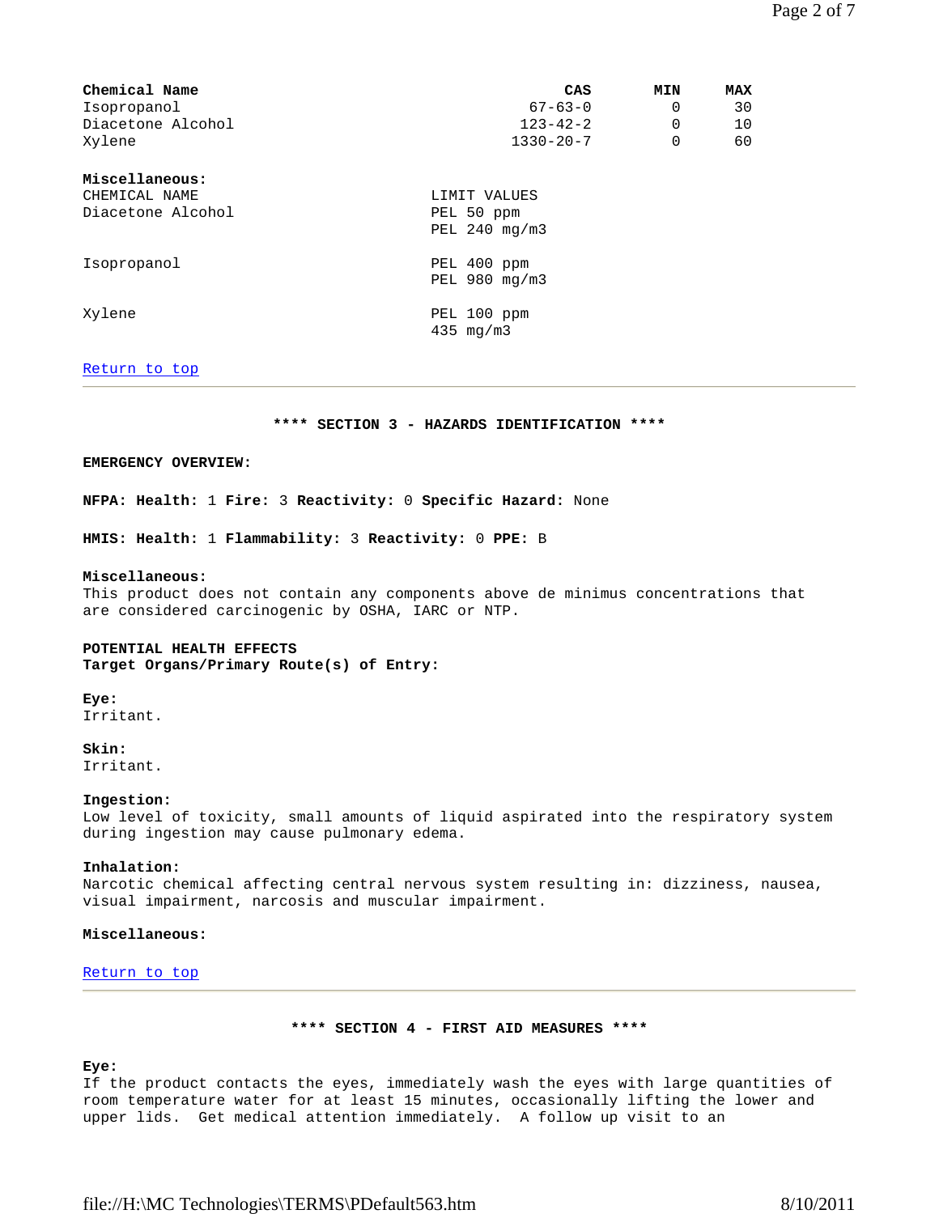| Chemical Name | CAS | MIN | MAX |
| --- | --- | --- | --- |
| Isopropanol | 67-63-0 | 0 | 30 |
| Diacetone Alcohol | 123-42-2 | 0 | 10 |
| Xylene | 1330-20-7 | 0 | 60 |

**Miscellaneous:**

| CHEMICAL NAME | LIMIT VALUES |
| --- | --- |
| Diacetone Alcohol | PEL 50 ppm<br>PEL 240 mg/m3 |
| Isopropanol | PEL 400 ppm<br>PEL 980 mg/m3 |
| Xylene | PEL 100 ppm<br>435 mg/m3 |

Return to top

---

## **** SECTION 3 - HAZARDS IDENTIFICATION ****

**EMERGENCY OVERVIEW:**

**NFPA: Health:** 1 **Fire:** 3 **Reactivity:** 0 **Specific Hazard:** None

**HMIS: Health:** 1 **Flammability:** 3 **Reactivity:** 0 **PPE:** B

**Miscellaneous:**
This product does not contain any components above de minimus concentrations that are considered carcinogenic by OSHA, IARC or NTP.

**POTENTIAL HEALTH EFFECTS**
**Target Organs/Primary Route(s) of Entry:**

**Eye:**
Irritant.

**Skin:**
Irritant.

**Ingestion:**
Low level of toxicity, small amounts of liquid aspirated into the respiratory system during ingestion may cause pulmonary edema.

**Inhalation:**
Narcotic chemical affecting central nervous system resulting in: dizziness, nausea, visual impairment, narcosis and muscular impairment.

**Miscellaneous:**

Return to top

---

## **** SECTION 4 - FIRST AID MEASURES ****

**Eye:**
If the product contacts the eyes, immediately wash the eyes with large quantities of room temperature water for at least 15 minutes, occasionally lifting the lower and upper lids. Get medical attention immediately. A follow up visit to an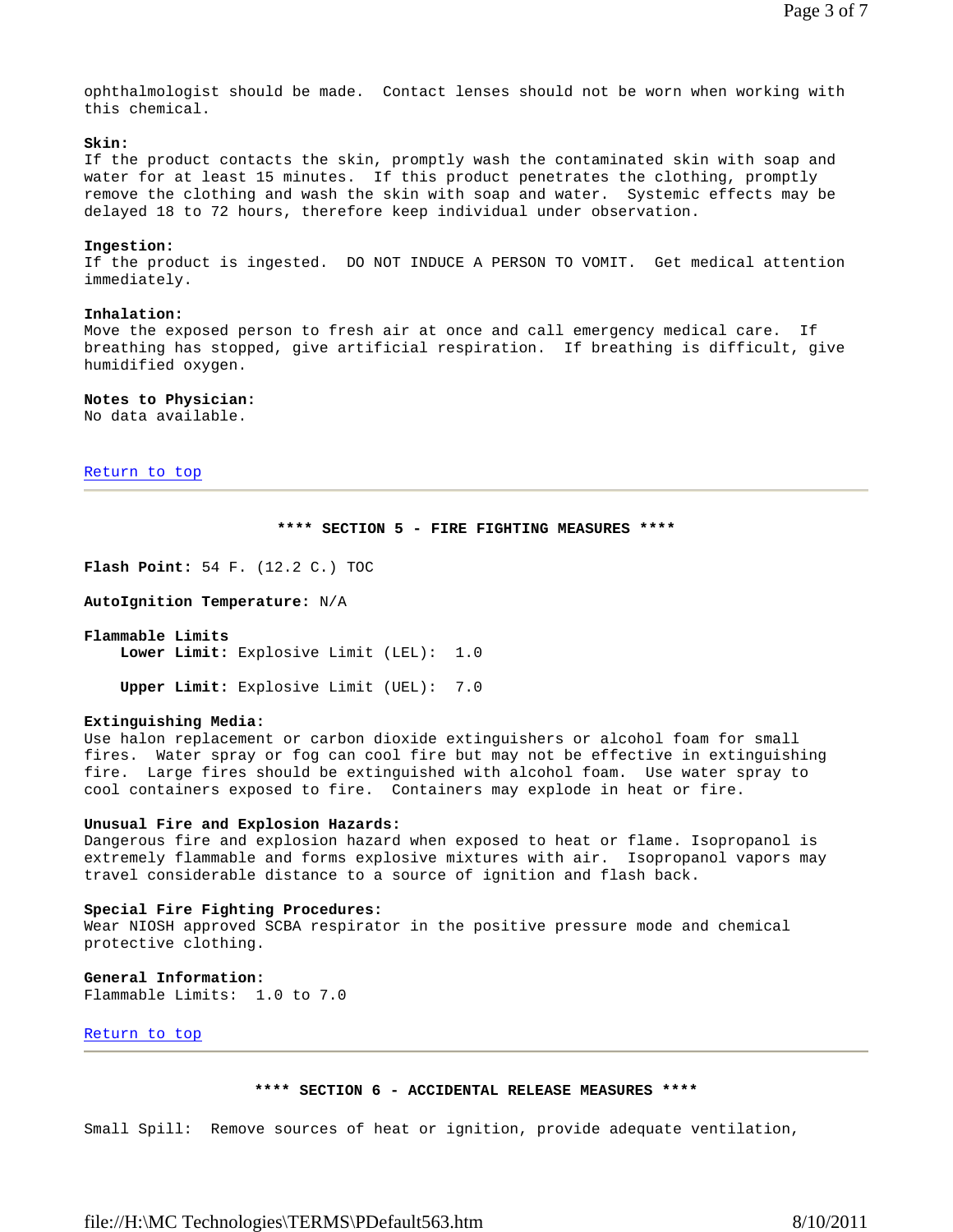ophthalmologist should be made. Contact lenses should not be worn when working with this chemical.

**Skin:**
If the product contacts the skin, promptly wash the contaminated skin with soap and water for at least 15 minutes. If this product penetrates the clothing, promptly remove the clothing and wash the skin with soap and water. Systemic effects may be delayed 18 to 72 hours, therefore keep individual under observation.

**Ingestion:**
If the product is ingested. DO NOT INDUCE A PERSON TO VOMIT. Get medical attention immediately.

**Inhalation:**
Move the exposed person to fresh air at once and call emergency medical care. If breathing has stopped, give artificial respiration. If breathing is difficult, give humidified oxygen.

**Notes to Physician:**
No data available.

Return to top

## **** SECTION 5 - FIRE FIGHTING MEASURES ****

**Flash Point:** 54 F. (12.2 C.) TOC

**AutoIgnition Temperature:** N/A

**Flammable Limits**
**Lower Limit:** Explosive Limit (LEL): 1.0

**Upper Limit:** Explosive Limit (UEL): 7.0

**Extinguishing Media:**
Use halon replacement or carbon dioxide extinguishers or alcohol foam for small fires. Water spray or fog can cool fire but may not be effective in extinguishing fire. Large fires should be extinguished with alcohol foam. Use water spray to cool containers exposed to fire. Containers may explode in heat or fire.

**Unusual Fire and Explosion Hazards:**
Dangerous fire and explosion hazard when exposed to heat or flame. Isopropanol is extremely flammable and forms explosive mixtures with air. Isopropanol vapors may travel considerable distance to a source of ignition and flash back.

**Special Fire Fighting Procedures:**
Wear NIOSH approved SCBA respirator in the positive pressure mode and chemical protective clothing.

**General Information:**
Flammable Limits: 1.0 to 7.0

Return to top

## **** SECTION 6 - ACCIDENTAL RELEASE MEASURES ****

Small Spill: Remove sources of heat or ignition, provide adequate ventilation,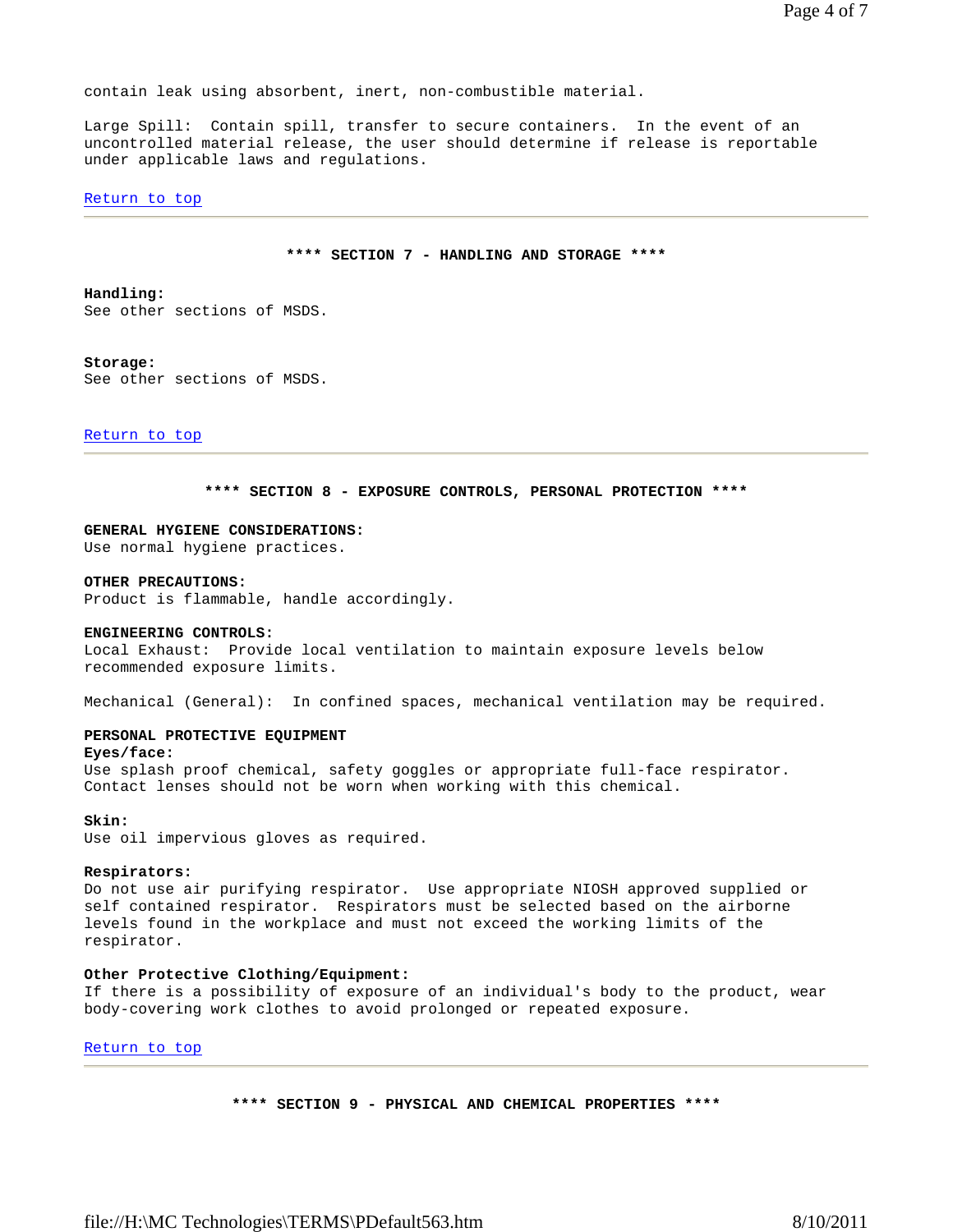contain leak using absorbent, inert, non-combustible material.

Large Spill: Contain spill, transfer to secure containers. In the event of an uncontrolled material release, the user should determine if release is reportable under applicable laws and regulations.

Return to top

---

## **** SECTION 7 - HANDLING AND STORAGE ****

**Handling:**
See other sections of MSDS.

**Storage:**
See other sections of MSDS.

Return to top

---

## **** SECTION 8 - EXPOSURE CONTROLS, PERSONAL PROTECTION ****

**GENERAL HYGIENE CONSIDERATIONS:**
Use normal hygiene practices.

**OTHER PRECAUTIONS:**
Product is flammable, handle accordingly.

**ENGINEERING CONTROLS:**
Local Exhaust: Provide local ventilation to maintain exposure levels below recommended exposure limits.

Mechanical (General): In confined spaces, mechanical ventilation may be required.

**PERSONAL PROTECTIVE EQUIPMENT**

**Eyes/face:**
Use splash proof chemical, safety goggles or appropriate full-face respirator. Contact lenses should not be worn when working with this chemical.

**Skin:**
Use oil impervious gloves as required.

**Respirators:**
Do not use air purifying respirator. Use appropriate NIOSH approved supplied or self contained respirator. Respirators must be selected based on the airborne levels found in the workplace and must not exceed the working limits of the respirator.

**Other Protective Clothing/Equipment:**
If there is a possibility of exposure of an individual's body to the product, wear body-covering work clothes to avoid prolonged or repeated exposure.

Return to top

---

## **** SECTION 9 - PHYSICAL AND CHEMICAL PROPERTIES ****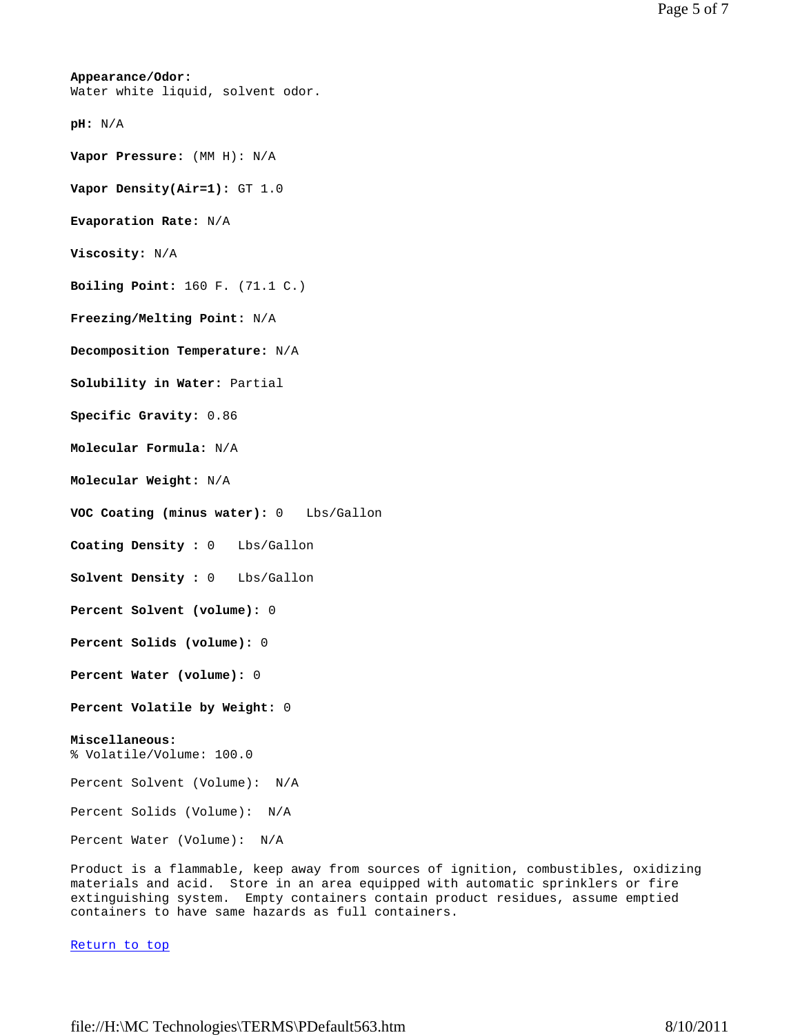**Appearance/Odor:**
Water white liquid, solvent odor.

**pH:** N/A

**Vapor Pressure:** (MM H): N/A

**Vapor Density(Air=1):** GT 1.0

**Evaporation Rate:** N/A

**Viscosity:** N/A

**Boiling Point:** 160 F. (71.1 C.)

**Freezing/Melting Point:** N/A

**Decomposition Temperature:** N/A

**Solubility in Water:** Partial

**Specific Gravity:** 0.86

**Molecular Formula:** N/A

**Molecular Weight:** N/A

**VOC Coating (minus water):** 0 Lbs/Gallon

**Coating Density :** 0 Lbs/Gallon

**Solvent Density :** 0 Lbs/Gallon

**Percent Solvent (volume):** 0

**Percent Solids (volume):** 0

**Percent Water (volume):** 0

**Percent Volatile by Weight:** 0

**Miscellaneous:**
% Volatile/Volume: 100.0

Percent Solvent (Volume): N/A

Percent Solids (Volume): N/A

Percent Water (Volume): N/A

Product is a flammable, keep away from sources of ignition, combustibles, oxidizing materials and acid. Store in an area equipped with automatic sprinklers or fire extinguishing system. Empty containers contain product residues, assume emptied containers to have same hazards as full containers.

Return to top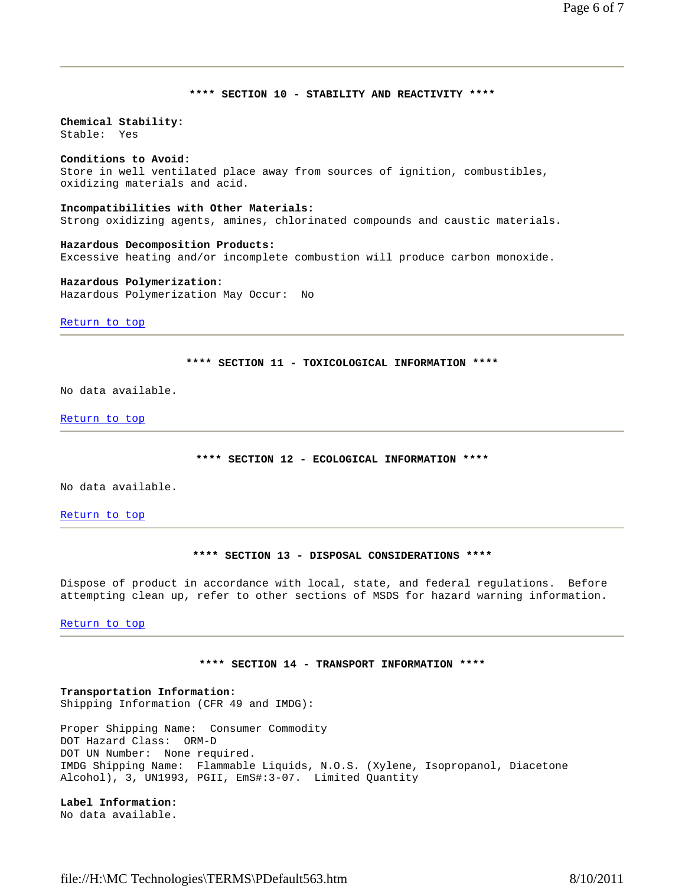## **** SECTION 10 - STABILITY AND REACTIVITY ****

**Chemical Stability:**
Stable: Yes

**Conditions to Avoid:**
Store in well ventilated place away from sources of ignition, combustibles, oxidizing materials and acid.

**Incompatibilities with Other Materials:**
Strong oxidizing agents, amines, chlorinated compounds and caustic materials.

**Hazardous Decomposition Products:**
Excessive heating and/or incomplete combustion will produce carbon monoxide.

**Hazardous Polymerization:**
Hazardous Polymerization May Occur: No

Return to top

## **** SECTION 11 - TOXICOLOGICAL INFORMATION ****

No data available.

Return to top

## **** SECTION 12 - ECOLOGICAL INFORMATION ****

No data available.

Return to top

## **** SECTION 13 - DISPOSAL CONSIDERATIONS ****

Dispose of product in accordance with local, state, and federal regulations. Before attempting clean up, refer to other sections of MSDS for hazard warning information.

Return to top

## **** SECTION 14 - TRANSPORT INFORMATION ****

**Transportation Information:**
Shipping Information (CFR 49 and IMDG):

Proper Shipping Name: Consumer Commodity
DOT Hazard Class: ORM-D
DOT UN Number: None required.
IMDG Shipping Name: Flammable Liquids, N.O.S. (Xylene, Isopropanol, Diacetone Alcohol), 3, UN1993, PGII, EmS#:3-07. Limited Quantity

**Label Information:**
No data available.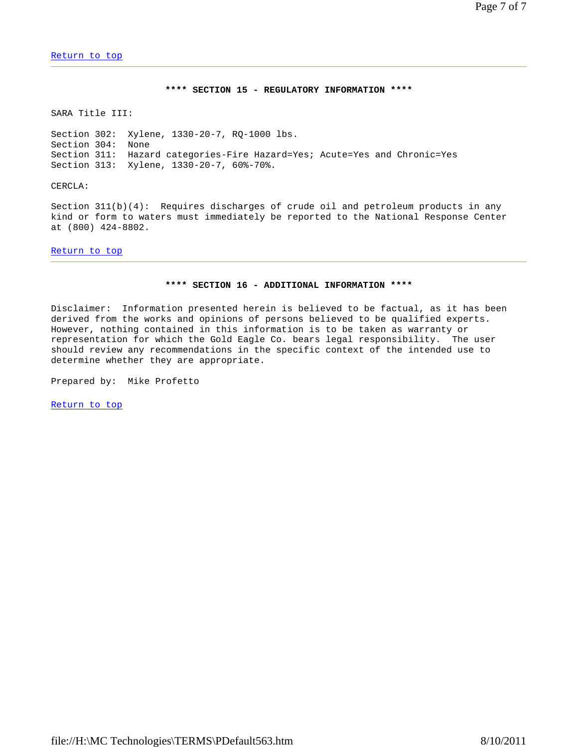Return to top

## **** SECTION 15 - REGULATORY INFORMATION ****

SARA Title III:

Section 302: Xylene, 1330-20-7, RQ-1000 lbs.
Section 304: None
Section 311: Hazard categories-Fire Hazard=Yes; Acute=Yes and Chronic=Yes
Section 313: Xylene, 1330-20-7, 60%-70%.

CERCLA:

Section 311(b)(4): Requires discharges of crude oil and petroleum products in any kind or form to waters must immediately be reported to the National Response Center at (800) 424-8802.

Return to top

## **** SECTION 16 - ADDITIONAL INFORMATION ****

Disclaimer: Information presented herein is believed to be factual, as it has been derived from the works and opinions of persons believed to be qualified experts. However, nothing contained in this information is to be taken as warranty or representation for which the Gold Eagle Co. bears legal responsibility. The user should review any recommendations in the specific context of the intended use to determine whether they are appropriate.

Prepared by: Mike Profetto

Return to top